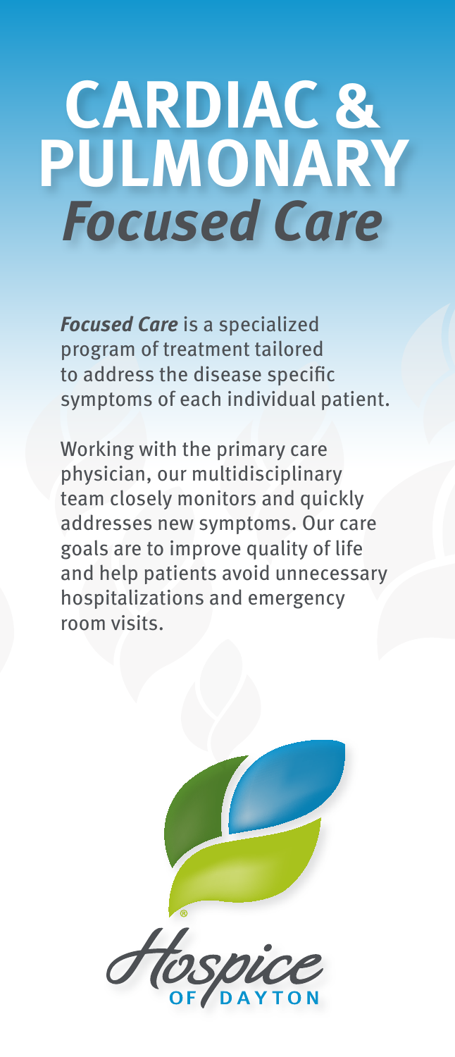# CARDIAC & PULMONARY *Focused Care*

***Focused Care*** is a specialized program of treatment tailored to address the disease specific symptoms of each individual patient.

Working with the primary care physician, our multidisciplinary team closely monitors and quickly addresses new symptoms. Our care goals are to improve quality of life and help patients avoid unnecessary hospitalizations and emergency room visits.

Hospice OF DAYTON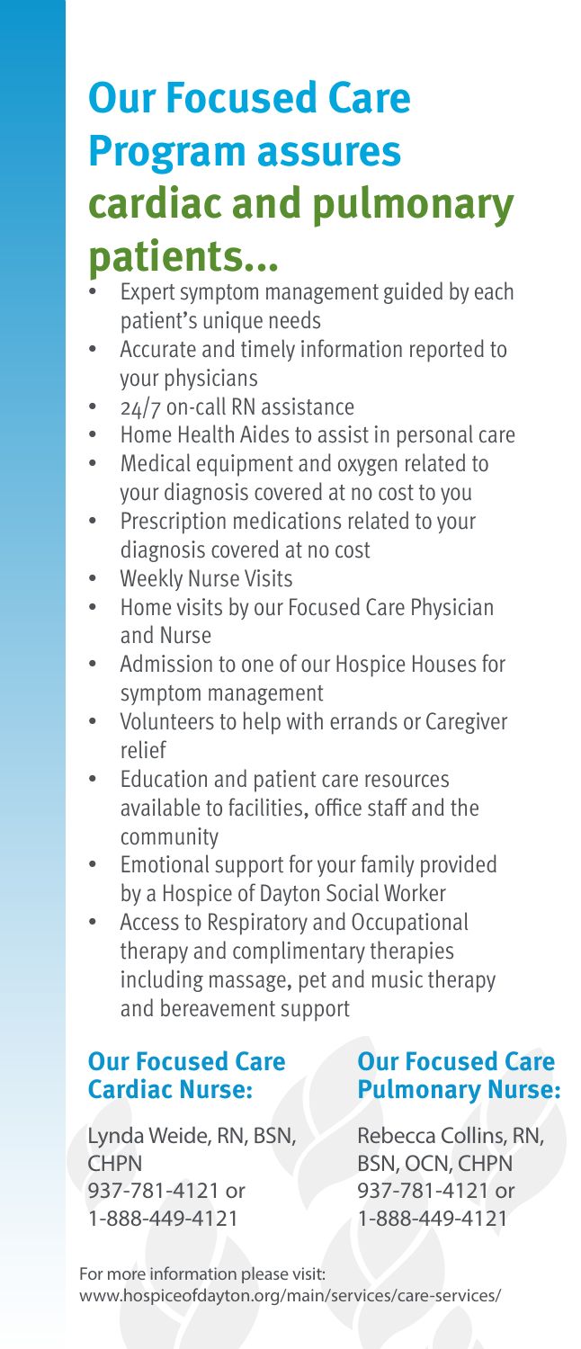# Our Focused Care Program assures cardiac and pulmonary patients...

- Expert symptom management guided by each patient's unique needs
- Accurate and timely information reported to your physicians
- 24/7 on-call RN assistance
- Home Health Aides to assist in personal care
- Medical equipment and oxygen related to your diagnosis covered at no cost to you
- Prescription medications related to your diagnosis covered at no cost
- Weekly Nurse Visits
- Home visits by our Focused Care Physician and Nurse
- Admission to one of our Hospice Houses for symptom management
- Volunteers to help with errands or Caregiver relief
- Education and patient care resources available to facilities, office staff and the community
- Emotional support for your family provided by a Hospice of Dayton Social Worker
- Access to Respiratory and Occupational therapy and complimentary therapies including massage, pet and music therapy and bereavement support

## Our Focused Care Cardiac Nurse:

Lynda Weide, RN, BSN, CHPN
937-781-4121 or
1-888-449-4121

## Our Focused Care Pulmonary Nurse:

Rebecca Collins, RN, BSN, OCN, CHPN
937-781-4121 or
1-888-449-4121

For more information please visit:
www.hospiceofdayton.org/main/services/care-services/